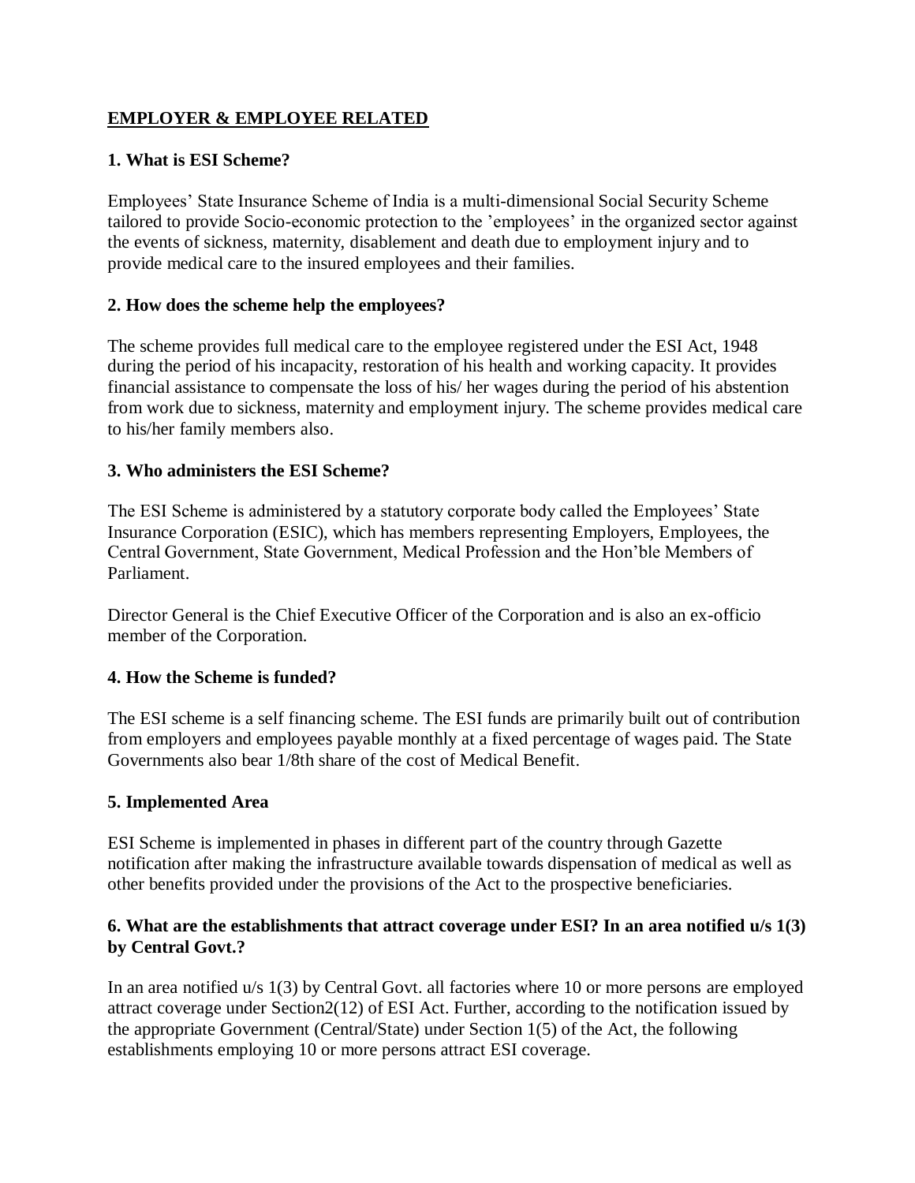## EMPLOYER & EMPLOYEE RELATED

### 1. What is ESI Scheme?

Employees' State Insurance Scheme of India is a multi-dimensional Social Security Scheme tailored to provide Socio-economic protection to the 'employees' in the organized sector against the events of sickness, maternity, disablement and death due to employment injury and to provide medical care to the insured employees and their families.

### 2. How does the scheme help the employees?

The scheme provides full medical care to the employee registered under the ESI Act, 1948 during the period of his incapacity, restoration of his health and working capacity. It provides financial assistance to compensate the loss of his/ her wages during the period of his abstention from work due to sickness, maternity and employment injury. The scheme provides medical care to his/her family members also.

### 3. Who administers the ESI Scheme?

The ESI Scheme is administered by a statutory corporate body called the Employees' State Insurance Corporation (ESIC), which has members representing Employers, Employees, the Central Government, State Government, Medical Profession and the Hon'ble Members of Parliament.

Director General is the Chief Executive Officer of the Corporation and is also an ex-officio member of the Corporation.

### 4. How the Scheme is funded?

The ESI scheme is a self financing scheme. The ESI funds are primarily built out of contribution from employers and employees payable monthly at a fixed percentage of wages paid. The State Governments also bear 1/8th share of the cost of Medical Benefit.

### 5. Implemented Area

ESI Scheme is implemented in phases in different part of the country through Gazette notification after making the infrastructure available towards dispensation of medical as well as other benefits provided under the provisions of the Act to the prospective beneficiaries.

### 6. What are the establishments that attract coverage under ESI? In an area notified u/s 1(3) by Central Govt.?

In an area notified u/s 1(3) by Central Govt. all factories where 10 or more persons are employed attract coverage under Section2(12) of ESI Act. Further, according to the notification issued by the appropriate Government (Central/State) under Section 1(5) of the Act, the following establishments employing 10 or more persons attract ESI coverage.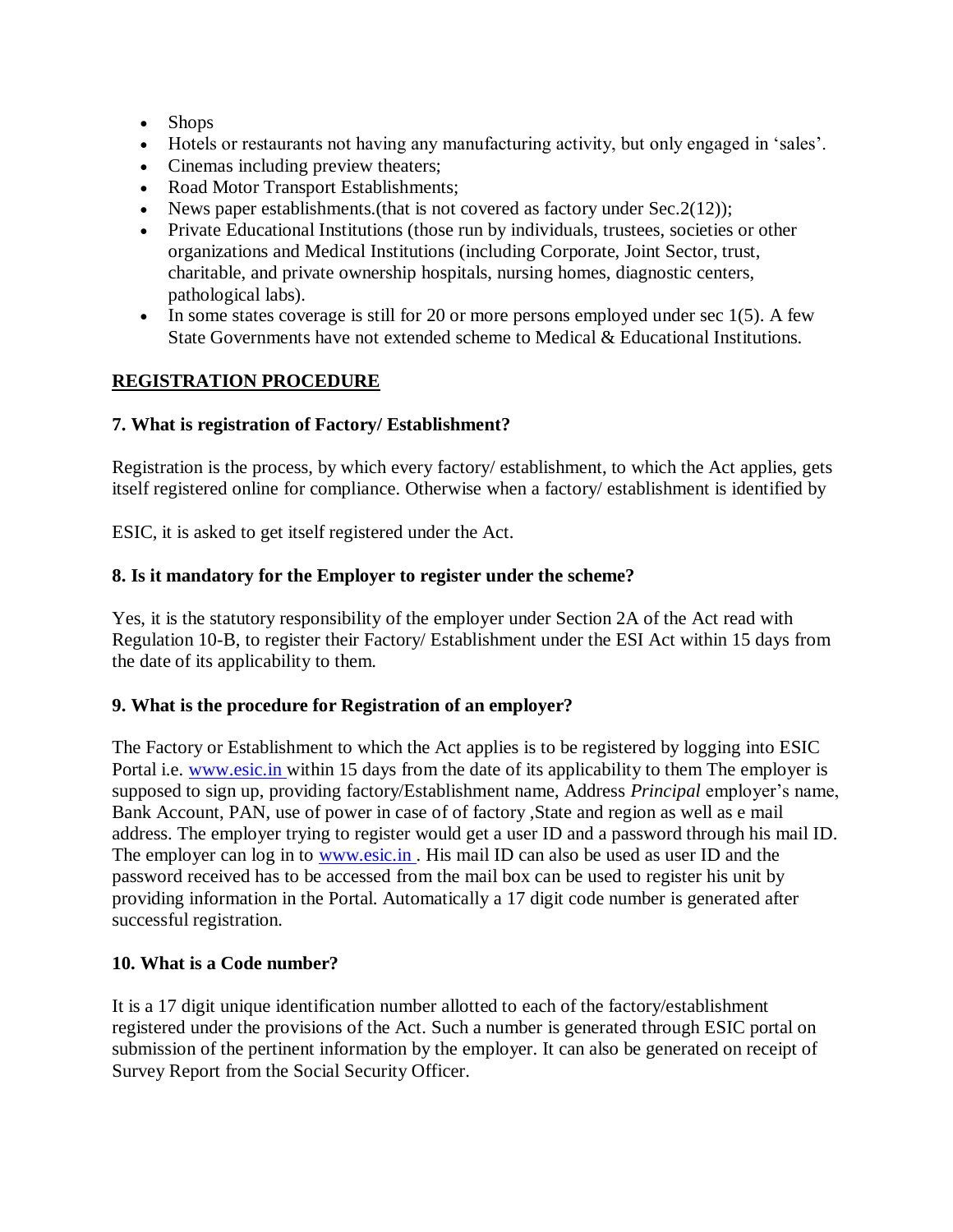- Shops
- Hotels or restaurants not having any manufacturing activity, but only engaged in 'sales'.
- Cinemas including preview theaters;
- Road Motor Transport Establishments;
- News paper establishments.(that is not covered as factory under Sec.2(12));
- Private Educational Institutions (those run by individuals, trustees, societies or other organizations and Medical Institutions (including Corporate, Joint Sector, trust, charitable, and private ownership hospitals, nursing homes, diagnostic centers, pathological labs).
- In some states coverage is still for 20 or more persons employed under sec 1(5). A few State Governments have not extended scheme to Medical & Educational Institutions.

## REGISTRATION PROCEDURE

### 7. What is registration of Factory/ Establishment?

Registration is the process, by which every factory/ establishment, to which the Act applies, gets itself registered online for compliance. Otherwise when a factory/ establishment is identified by

ESIC, it is asked to get itself registered under the Act.

### 8. Is it mandatory for the Employer to register under the scheme?

Yes, it is the statutory responsibility of the employer under Section 2A of the Act read with Regulation 10-B, to register their Factory/ Establishment under the ESI Act within 15 days from the date of its applicability to them.

### 9. What is the procedure for Registration of an employer?

The Factory or Establishment to which the Act applies is to be registered by logging into ESIC Portal i.e. www.esic.in within 15 days from the date of its applicability to them The employer is supposed to sign up, providing factory/Establishment name, Address *Principal* employer's name, Bank Account, PAN, use of power in case of of factory ,State and region as well as e mail address. The employer trying to register would get a user ID and a password through his mail ID. The employer can log in to www.esic.in . His mail ID can also be used as user ID and the password received has to be accessed from the mail box can be used to register his unit by providing information in the Portal. Automatically a 17 digit code number is generated after successful registration.

### 10. What is a Code number?

It is a 17 digit unique identification number allotted to each of the factory/establishment registered under the provisions of the Act. Such a number is generated through ESIC portal on submission of the pertinent information by the employer. It can also be generated on receipt of Survey Report from the Social Security Officer.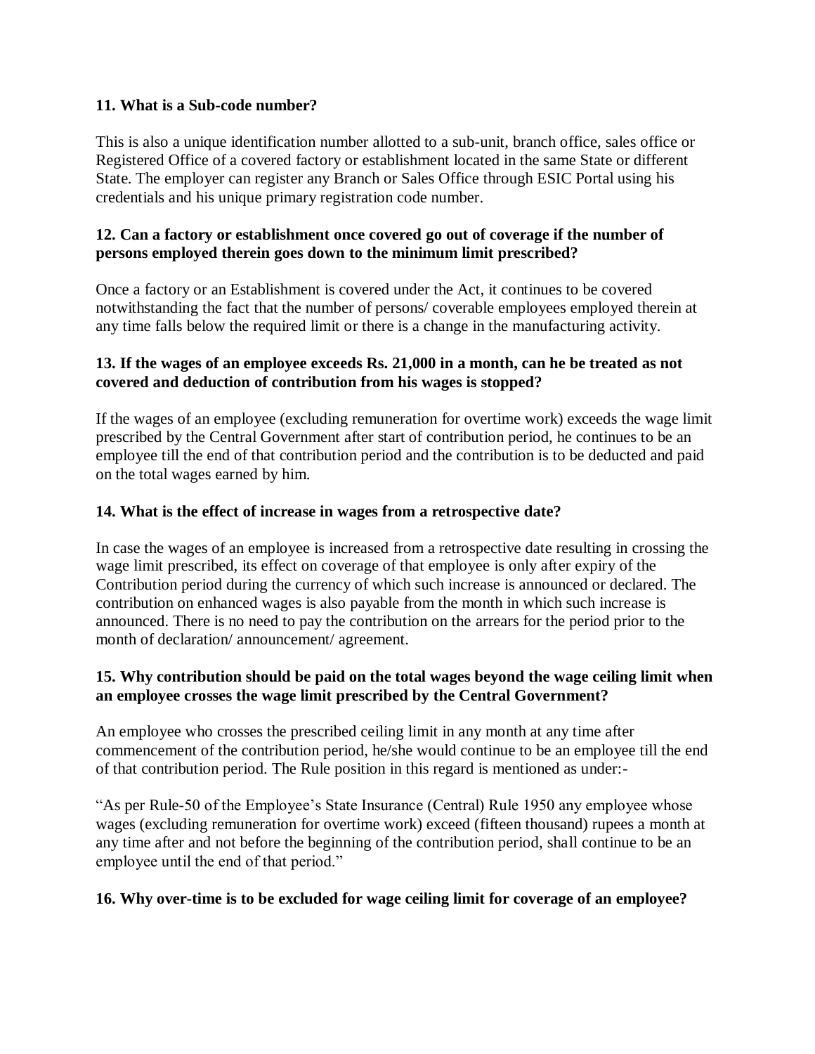**11. What is a Sub-code number?**

This is also a unique identification number allotted to a sub-unit, branch office, sales office or Registered Office of a covered factory or establishment located in the same State or different State. The employer can register any Branch or Sales Office through ESIC Portal using his credentials and his unique primary registration code number.

**12. Can a factory or establishment once covered go out of coverage if the number of persons employed therein goes down to the minimum limit prescribed?**

Once a factory or an Establishment is covered under the Act, it continues to be covered notwithstanding the fact that the number of persons/ coverable employees employed therein at any time falls below the required limit or there is a change in the manufacturing activity.

**13. If the wages of an employee exceeds Rs. 21,000 in a month, can he be treated as not covered and deduction of contribution from his wages is stopped?**

If the wages of an employee (excluding remuneration for overtime work) exceeds the wage limit prescribed by the Central Government after start of contribution period, he continues to be an employee till the end of that contribution period and the contribution is to be deducted and paid on the total wages earned by him.

**14. What is the effect of increase in wages from a retrospective date?**

In case the wages of an employee is increased from a retrospective date resulting in crossing the wage limit prescribed, its effect on coverage of that employee is only after expiry of the Contribution period during the currency of which such increase is announced or declared. The contribution on enhanced wages is also payable from the month in which such increase is announced. There is no need to pay the contribution on the arrears for the period prior to the month of declaration/ announcement/ agreement.

**15. Why contribution should be paid on the total wages beyond the wage ceiling limit when an employee crosses the wage limit prescribed by the Central Government?**

An employee who crosses the prescribed ceiling limit in any month at any time after commencement of the contribution period, he/she would continue to be an employee till the end of that contribution period. The Rule position in this regard is mentioned as under:-

"As per Rule-50 of the Employee's State Insurance (Central) Rule 1950 any employee whose wages (excluding remuneration for overtime work) exceed (fifteen thousand) rupees a month at any time after and not before the beginning of the contribution period, shall continue to be an employee until the end of that period."

**16. Why over-time is to be excluded for wage ceiling limit for coverage of an employee?**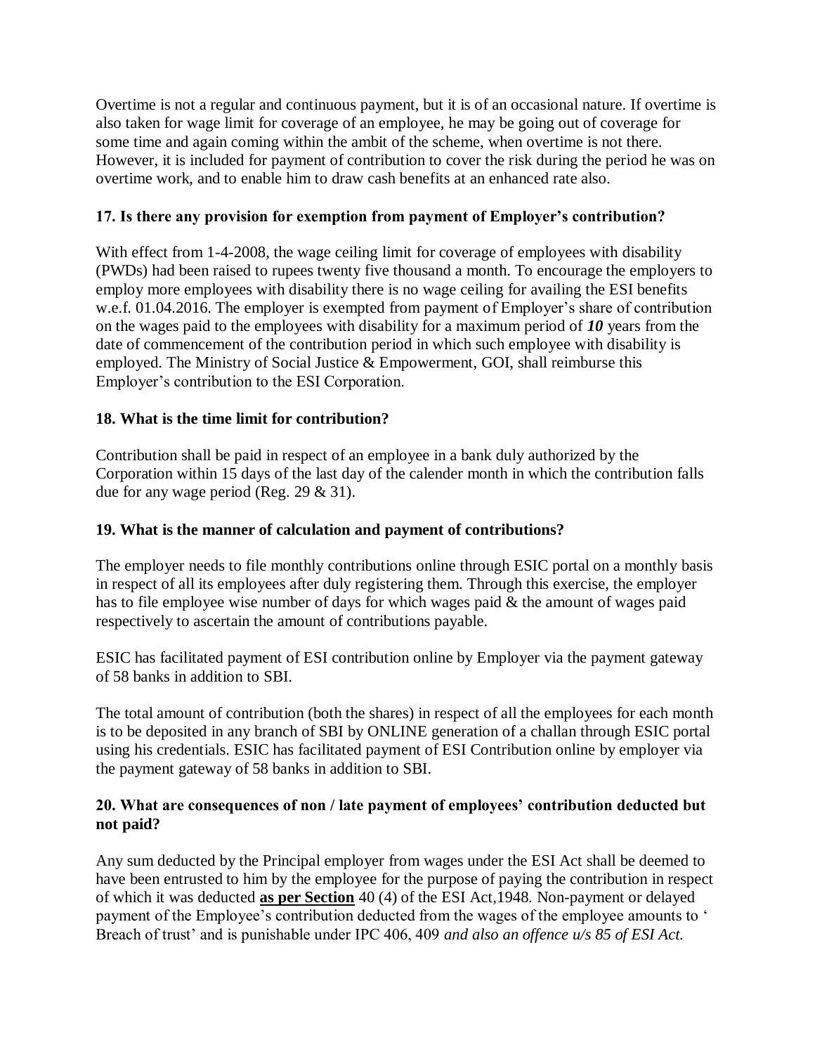Overtime is not a regular and continuous payment, but it is of an occasional nature. If overtime is also taken for wage limit for coverage of an employee, he may be going out of coverage for some time and again coming within the ambit of the scheme, when overtime is not there. However, it is included for payment of contribution to cover the risk during the period he was on overtime work, and to enable him to draw cash benefits at an enhanced rate also.

**17. Is there any provision for exemption from payment of Employer's contribution?**

With effect from 1-4-2008, the wage ceiling limit for coverage of employees with disability (PWDs) had been raised to rupees twenty five thousand a month. To encourage the employers to employ more employees with disability there is no wage ceiling for availing the ESI benefits w.e.f. 01.04.2016. The employer is exempted from payment of Employer's share of contribution on the wages paid to the employees with disability for a maximum period of ***10*** years from the date of commencement of the contribution period in which such employee with disability is employed. The Ministry of Social Justice & Empowerment, GOI, shall reimburse this Employer's contribution to the ESI Corporation.

**18. What is the time limit for contribution?**

Contribution shall be paid in respect of an employee in a bank duly authorized by the Corporation within 15 days of the last day of the calender month in which the contribution falls due for any wage period (Reg. 29 & 31).

**19. What is the manner of calculation and payment of contributions?**

The employer needs to file monthly contributions online through ESIC portal on a monthly basis in respect of all its employees after duly registering them. Through this exercise, the employer has to file employee wise number of days for which wages paid & the amount of wages paid respectively to ascertain the amount of contributions payable.

ESIC has facilitated payment of ESI contribution online by Employer via the payment gateway of 58 banks in addition to SBI.

The total amount of contribution (both the shares) in respect of all the employees for each month is to be deposited in any branch of SBI by ONLINE generation of a challan through ESIC portal using his credentials. ESIC has facilitated payment of ESI Contribution online by employer via the payment gateway of 58 banks in addition to SBI.

**20. What are consequences of non / late payment of employees' contribution deducted but not paid?**

Any sum deducted by the Principal employer from wages under the ESI Act shall be deemed to have been entrusted to him by the employee for the purpose of paying the contribution in respect of which it was deducted **as per Section** 40 (4) of the ESI Act,1948. Non-payment or delayed payment of the Employee's contribution deducted from the wages of the employee amounts to ' Breach of trust' and is punishable under IPC 406, 409 *and also an offence u/s 85 of ESI Act.*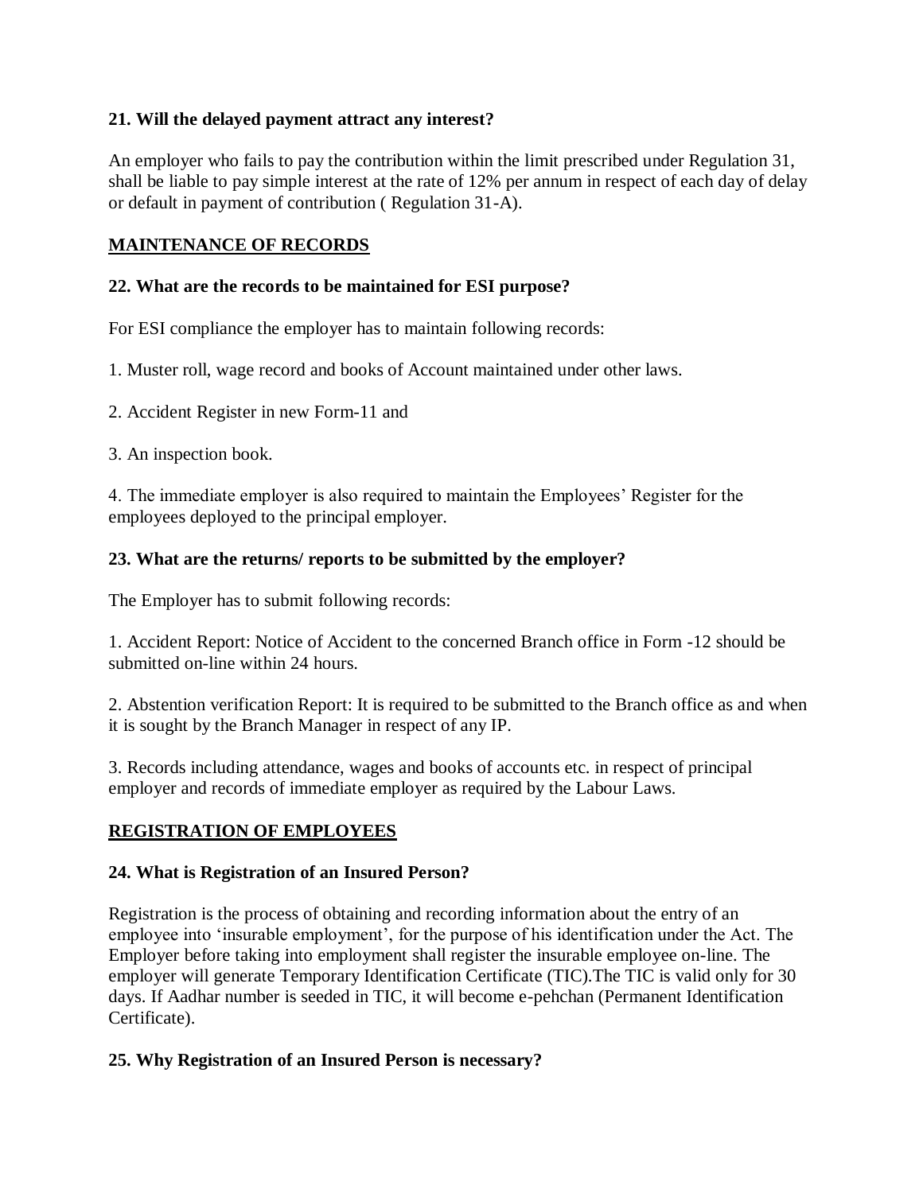**21. Will the delayed payment attract any interest?**

An employer who fails to pay the contribution within the limit prescribed under Regulation 31, shall be liable to pay simple interest at the rate of 12% per annum in respect of each day of delay or default in payment of contribution ( Regulation 31-A).

## MAINTENANCE OF RECORDS

**22. What are the records to be maintained for ESI purpose?**

For ESI compliance the employer has to maintain following records:

1. Muster roll, wage record and books of Account maintained under other laws.

2. Accident Register in new Form-11 and

3. An inspection book.

4. The immediate employer is also required to maintain the Employees' Register for the employees deployed to the principal employer.

**23. What are the returns/ reports to be submitted by the employer?**

The Employer has to submit following records:

1. Accident Report: Notice of Accident to the concerned Branch office in Form -12 should be submitted on-line within 24 hours.

2. Abstention verification Report: It is required to be submitted to the Branch office as and when it is sought by the Branch Manager in respect of any IP.

3. Records including attendance, wages and books of accounts etc. in respect of principal employer and records of immediate employer as required by the Labour Laws.

## REGISTRATION OF EMPLOYEES

**24. What is Registration of an Insured Person?**

Registration is the process of obtaining and recording information about the entry of an employee into 'insurable employment', for the purpose of his identification under the Act. The Employer before taking into employment shall register the insurable employee on-line. The employer will generate Temporary Identification Certificate (TIC).The TIC is valid only for 30 days. If Aadhar number is seeded in TIC, it will become e-pehchan (Permanent Identification Certificate).

**25. Why Registration of an Insured Person is necessary?**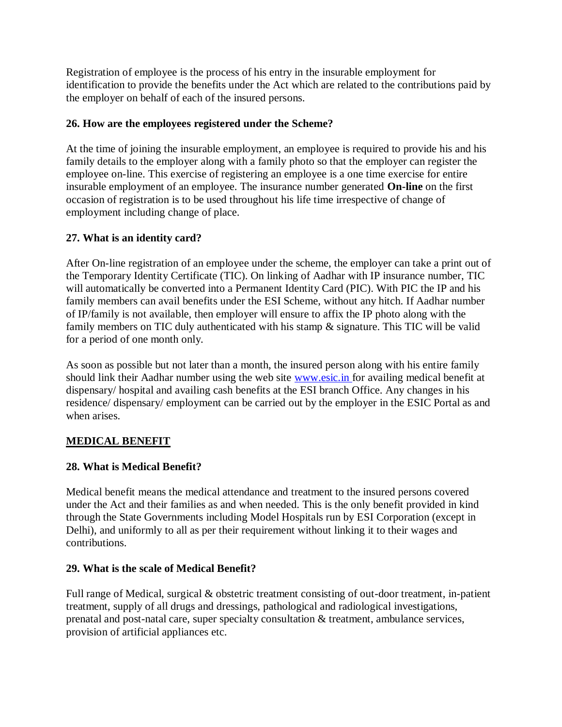Registration of employee is the process of his entry in the insurable employment for identification to provide the benefits under the Act which are related to the contributions paid by the employer on behalf of each of the insured persons.

**26. How are the employees registered under the Scheme?**

At the time of joining the insurable employment, an employee is required to provide his and his family details to the employer along with a family photo so that the employer can register the employee on-line. This exercise of registering an employee is a one time exercise for entire insurable employment of an employee. The insurance number generated **On-line** on the first occasion of registration is to be used throughout his life time irrespective of change of employment including change of place.

**27. What is an identity card?**

After On-line registration of an employee under the scheme, the employer can take a print out of the Temporary Identity Certificate (TIC). On linking of Aadhar with IP insurance number, TIC will automatically be converted into a Permanent Identity Card (PIC). With PIC the IP and his family members can avail benefits under the ESI Scheme, without any hitch. If Aadhar number of IP/family is not available, then employer will ensure to affix the IP photo along with the family members on TIC duly authenticated with his stamp & signature. This TIC will be valid for a period of one month only.

As soon as possible but not later than a month, the insured person along with his entire family should link their Aadhar number using the web site [www.esic.in](http://www.esic.in) for availing medical benefit at dispensary/ hospital and availing cash benefits at the ESI branch Office. Any changes in his residence/ dispensary/ employment can be carried out by the employer in the ESIC Portal as and when arises.

**MEDICAL BENEFIT**

**28. What is Medical Benefit?**

Medical benefit means the medical attendance and treatment to the insured persons covered under the Act and their families as and when needed. This is the only benefit provided in kind through the State Governments including Model Hospitals run by ESI Corporation (except in Delhi), and uniformly to all as per their requirement without linking it to their wages and contributions.

**29. What is the scale of Medical Benefit?**

Full range of Medical, surgical & obstetric treatment consisting of out-door treatment, in-patient treatment, supply of all drugs and dressings, pathological and radiological investigations, prenatal and post-natal care, super specialty consultation & treatment, ambulance services, provision of artificial appliances etc.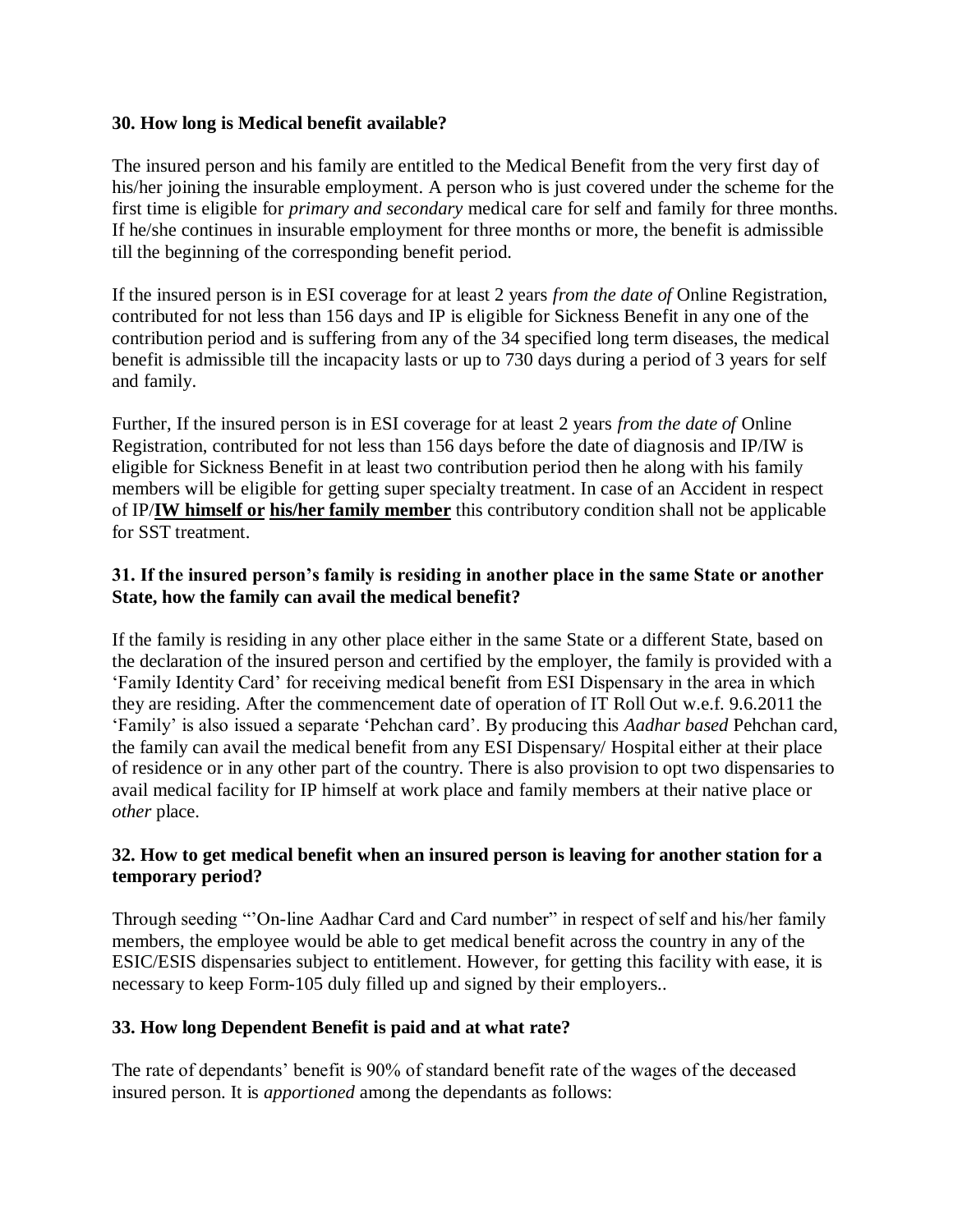**30. How long is Medical benefit available?**

The insured person and his family are entitled to the Medical Benefit from the very first day of his/her joining the insurable employment. A person who is just covered under the scheme for the first time is eligible for *primary and secondary* medical care for self and family for three months. If he/she continues in insurable employment for three months or more, the benefit is admissible till the beginning of the corresponding benefit period.

If the insured person is in ESI coverage for at least 2 years *from the date of* Online Registration, contributed for not less than 156 days and IP is eligible for Sickness Benefit in any one of the contribution period and is suffering from any of the 34 specified long term diseases, the medical benefit is admissible till the incapacity lasts or up to 730 days during a period of 3 years for self and family.

Further, If the insured person is in ESI coverage for at least 2 years *from the date of* Online Registration, contributed for not less than 156 days before the date of diagnosis and IP/IW is eligible for Sickness Benefit in at least two contribution period then he along with his family members will be eligible for getting super specialty treatment. In case of an Accident in respect of IP/<u>**IW himself or**</u> <u>**his/her family member**</u> this contributory condition shall not be applicable for SST treatment.

**31. If the insured person's family is residing in another place in the same State or another State, how the family can avail the medical benefit?**

If the family is residing in any other place either in the same State or a different State, based on the declaration of the insured person and certified by the employer, the family is provided with a 'Family Identity Card' for receiving medical benefit from ESI Dispensary in the area in which they are residing. After the commencement date of operation of IT Roll Out w.e.f. 9.6.2011 the 'Family' is also issued a separate 'Pehchan card'. By producing this *Aadhar based* Pehchan card, the family can avail the medical benefit from any ESI Dispensary/ Hospital either at their place of residence or in any other part of the country. There is also provision to opt two dispensaries to avail medical facility for IP himself at work place and family members at their native place or *other* place.

**32. How to get medical benefit when an insured person is leaving for another station for a temporary period?**

Through seeding "'On-line Aadhar Card and Card number" in respect of self and his/her family members, the employee would be able to get medical benefit across the country in any of the ESIC/ESIS dispensaries subject to entitlement. However, for getting this facility with ease, it is necessary to keep Form-105 duly filled up and signed by their employers..

**33. How long Dependent Benefit is paid and at what rate?**

The rate of dependants' benefit is 90% of standard benefit rate of the wages of the deceased insured person. It is *apportioned* among the dependants as follows: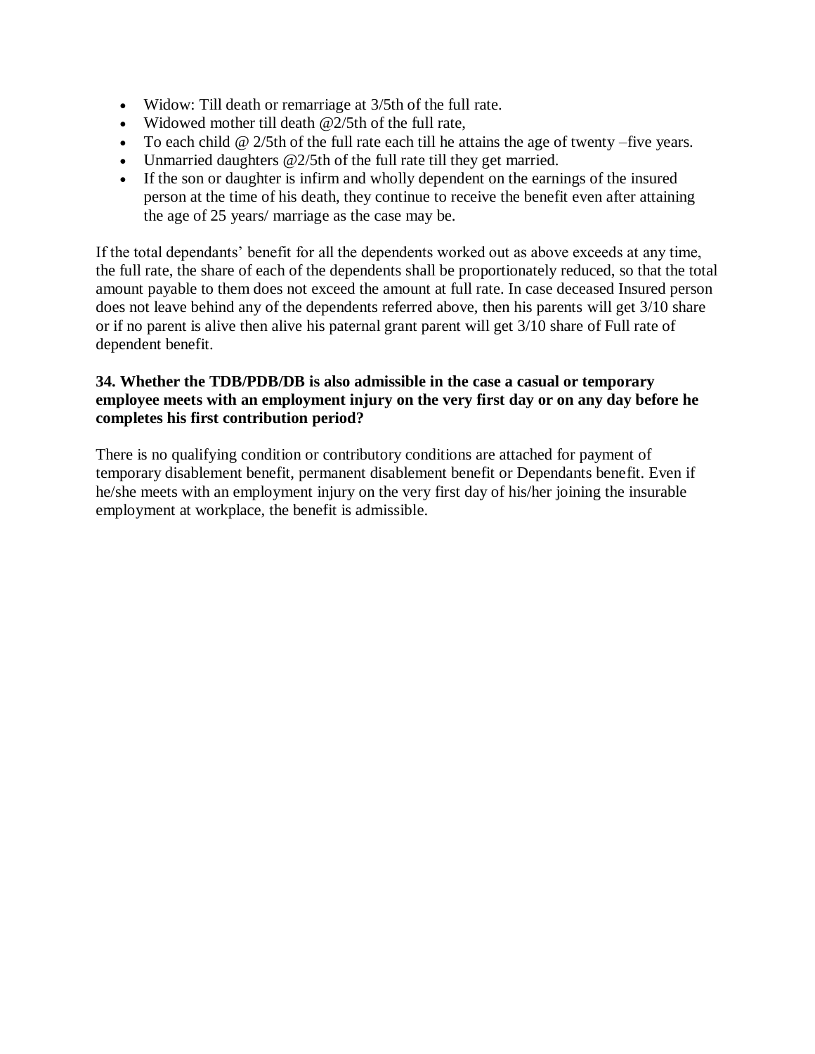- Widow: Till death or remarriage at 3/5th of the full rate.
- Widowed mother till death @2/5th of the full rate,
- To each child @ 2/5th of the full rate each till he attains the age of twenty –five years.
- Unmarried daughters @2/5th of the full rate till they get married.
- If the son or daughter is infirm and wholly dependent on the earnings of the insured person at the time of his death, they continue to receive the benefit even after attaining the age of 25 years/ marriage as the case may be.

If the total dependants' benefit for all the dependents worked out as above exceeds at any time, the full rate, the share of each of the dependents shall be proportionately reduced, so that the total amount payable to them does not exceed the amount at full rate. In case deceased Insured person does not leave behind any of the dependents referred above, then his parents will get 3/10 share or if no parent is alive then alive his paternal grant parent will get 3/10 share of Full rate of dependent benefit.

**34. Whether the TDB/PDB/DB is also admissible in the case a casual or temporary employee meets with an employment injury on the very first day or on any day before he completes his first contribution period?**

There is no qualifying condition or contributory conditions are attached for payment of temporary disablement benefit, permanent disablement benefit or Dependants benefit. Even if he/she meets with an employment injury on the very first day of his/her joining the insurable employment at workplace, the benefit is admissible.